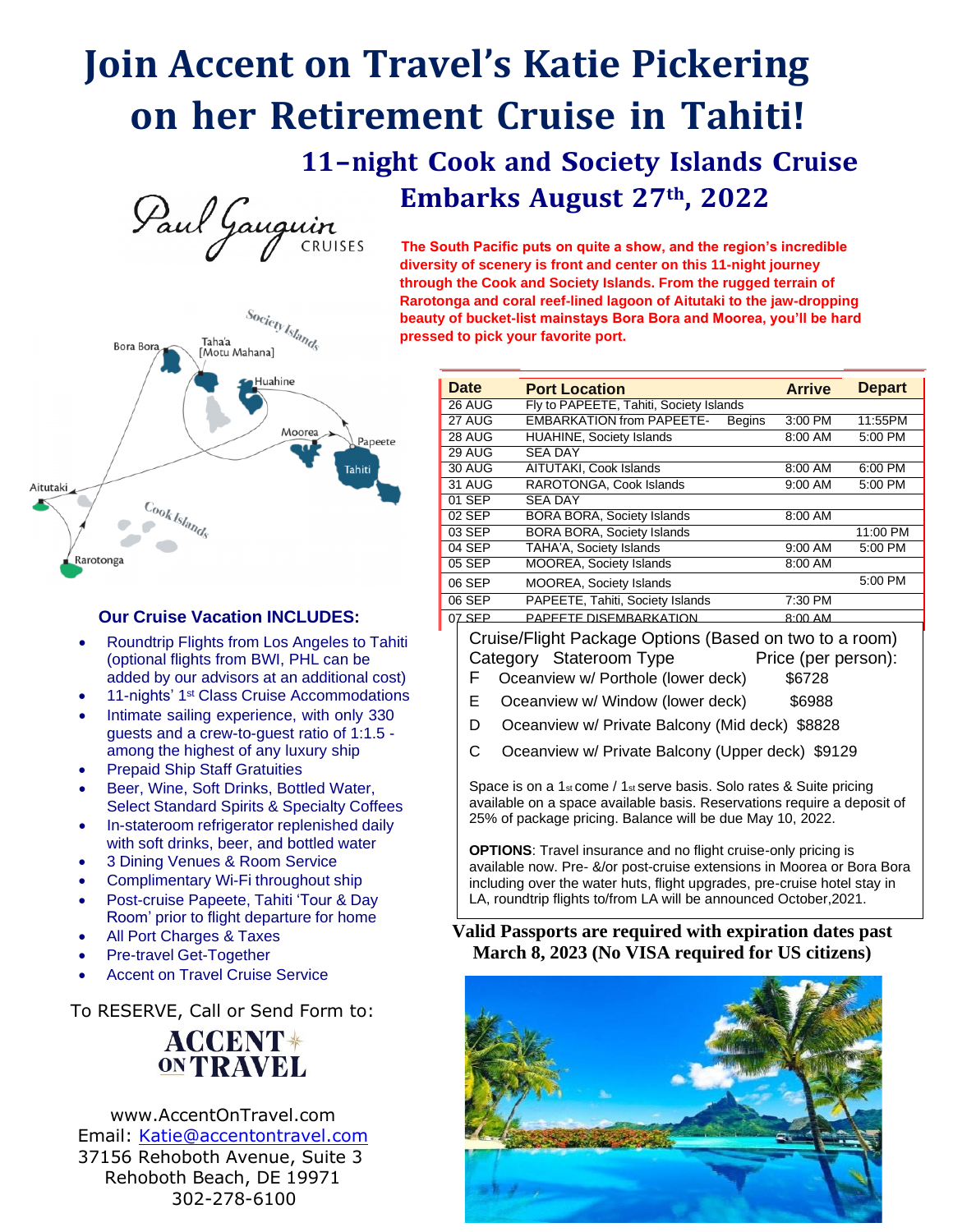# Join Accent on Travel's Katie Pickering on her Retirement Cruise in Tahiti!

## 11–night Cook and Society Islands Cruise

## Embarks August 27th, 2022

Paul Gauguin CRUISES

**The South Pacific puts on quite a show, and the region's incredible diversity of scenery is front and center on this 11-night journey through the Cook and Society Islands. From the rugged terrain of Rarotonga and coral reef-lined lagoon of Aitutaki to the jaw-dropping beauty of bucket-list mainstays Bora Bora and Moorea, you'll be hard pressed to pick your favorite port.**

| Date | Port Location | Arrive | Depart |
|---|---|---|---|
| 26 AUG | Fly to PAPEETE, Tahiti, Society Islands | | |
| 27 AUG | EMBARKATION from PAPEETE- Begins | 3:00 PM | 11:55PM |
| 28 AUG | HUAHINE, Society Islands | 8:00 AM | 5:00 PM |
| 29 AUG | SEA DAY | | |
| 30 AUG | AITUTAKI, Cook Islands | 8:00 AM | 6:00 PM |
| 31 AUG | RAROTONGA, Cook Islands | 9:00 AM | 5:00 PM |
| 01 SEP | SEA DAY | | |
| 02 SEP | BORA BORA, Society Islands | 8:00 AM | |
| 03 SEP | BORA BORA, Society Islands | | 11:00 PM |
| 04 SEP | TAHA'A, Society Islands | 9:00 AM | 5:00 PM |
| 05 SEP | MOOREA, Society Islands | 8:00 AM | |
| 06 SEP | MOOREA, Society Islands | | 5:00 PM |
| 06 SEP | PAPEETE, Tahiti, Society Islands | 7:30 PM | |
| 07 SEP | PAPEETE DISEMBARKATION | 8:00 AM | |

### Our Cruise Vacation INCLUDES:

- Roundtrip Flights from Los Angeles to Tahiti (optional flights from BWI, PHL can be added by our advisors at an additional cost)
- 11-nights' 1st Class Cruise Accommodations
- Intimate sailing experience, with only 330 guests and a crew-to-guest ratio of 1:1.5 - among the highest of any luxury ship
- Prepaid Ship Staff Gratuities
- Beer, Wine, Soft Drinks, Bottled Water, Select Standard Spirits & Specialty Coffees
- In-stateroom refrigerator replenished daily with soft drinks, beer, and bottled water
- 3 Dining Venues & Room Service
- Complimentary Wi-Fi throughout ship
- Post-cruise Papeete, Tahiti 'Tour & Day Room' prior to flight departure for home
- All Port Charges & Taxes
- Pre-travel Get-Together
- Accent on Travel Cruise Service

Cruise/Flight Package Options (Based on two to a room)

| Category | Stateroom Type | Price (per person): |
|---|---|---|
| F | Oceanview w/ Porthole (lower deck) | $6728 |
| E | Oceanview w/ Window (lower deck) | $6988 |
| D | Oceanview w/ Private Balcony (Mid deck) | $8828 |
| C | Oceanview w/ Private Balcony (Upper deck) | $9129 |

Space is on a 1st come / 1st serve basis. Solo rates & Suite pricing available on a space available basis. Reservations require a deposit of 25% of package pricing. Balance will be due May 10, 2022.

**OPTIONS**: Travel insurance and no flight cruise-only pricing is available now. Pre- &/or post-cruise extensions in Moorea or Bora Bora including over the water huts, flight upgrades, pre-cruise hotel stay in LA, roundtrip flights to/from LA will be announced October,2021.

**Valid Passports are required with expiration dates past March 8, 2023 (No VISA required for US citizens)**

To RESERVE, Call or Send Form to:

ACCENT ON TRAVEL

www.AccentOnTravel.com
Email: Katie@accentontravel.com
37156 Rehoboth Avenue, Suite 3
Rehoboth Beach, DE 19971
302-278-6100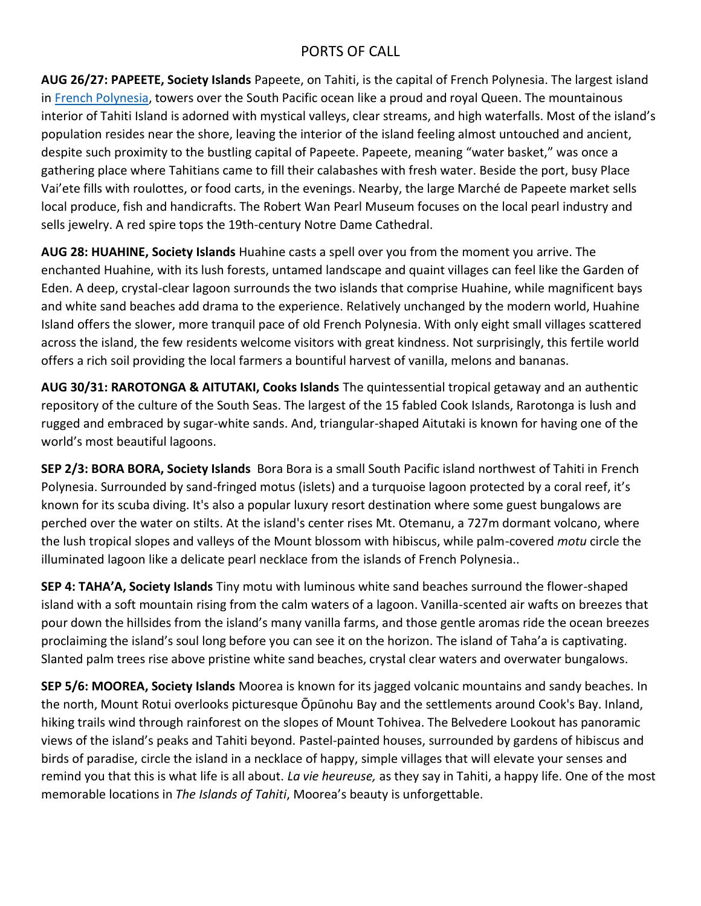## PORTS OF CALL

**AUG 26/27: PAPEETE, Society Islands** Papeete, on Tahiti, is the capital of French Polynesia. The largest island in French Polynesia, towers over the South Pacific ocean like a proud and royal Queen. The mountainous interior of Tahiti Island is adorned with mystical valleys, clear streams, and high waterfalls. Most of the island's population resides near the shore, leaving the interior of the island feeling almost untouched and ancient, despite such proximity to the bustling capital of Papeete. Papeete, meaning "water basket," was once a gathering place where Tahitians came to fill their calabashes with fresh water. Beside the port, busy Place Vai'ete fills with roulottes, or food carts, in the evenings. Nearby, the large Marché de Papeete market sells local produce, fish and handicrafts. The Robert Wan Pearl Museum focuses on the local pearl industry and sells jewelry. A red spire tops the 19th-century Notre Dame Cathedral.

**AUG 28: HUAHINE, Society Islands** Huahine casts a spell over you from the moment you arrive. The enchanted Huahine, with its lush forests, untamed landscape and quaint villages can feel like the Garden of Eden. A deep, crystal-clear lagoon surrounds the two islands that comprise Huahine, while magnificent bays and white sand beaches add drama to the experience. Relatively unchanged by the modern world, Huahine Island offers the slower, more tranquil pace of old French Polynesia. With only eight small villages scattered across the island, the few residents welcome visitors with great kindness. Not surprisingly, this fertile world offers a rich soil providing the local farmers a bountiful harvest of vanilla, melons and bananas.

**AUG 30/31: RAROTONGA & AITUTAKI, Cooks Islands** The quintessential tropical getaway and an authentic repository of the culture of the South Seas. The largest of the 15 fabled Cook Islands, Rarotonga is lush and rugged and embraced by sugar-white sands. And, triangular-shaped Aitutaki is known for having one of the world's most beautiful lagoons.

**SEP 2/3: BORA BORA, Society Islands** Bora Bora is a small South Pacific island northwest of Tahiti in French Polynesia. Surrounded by sand-fringed motus (islets) and a turquoise lagoon protected by a coral reef, it's known for its scuba diving. It's also a popular luxury resort destination where some guest bungalows are perched over the water on stilts. At the island's center rises Mt. Otemanu, a 727m dormant volcano, where the lush tropical slopes and valleys of the Mount blossom with hibiscus, while palm-covered *motu* circle the illuminated lagoon like a delicate pearl necklace from the islands of French Polynesia..

**SEP 4: TAHA'A, Society Islands** Tiny motu with luminous white sand beaches surround the flower-shaped island with a soft mountain rising from the calm waters of a lagoon. Vanilla-scented air wafts on breezes that pour down the hillsides from the island's many vanilla farms, and those gentle aromas ride the ocean breezes proclaiming the island's soul long before you can see it on the horizon. The island of Taha'a is captivating. Slanted palm trees rise above pristine white sand beaches, crystal clear waters and overwater bungalows.

**SEP 5/6: MOOREA, Society Islands** Moorea is known for its jagged volcanic mountains and sandy beaches. In the north, Mount Rotui overlooks picturesque Ōpūnohu Bay and the settlements around Cook's Bay. Inland, hiking trails wind through rainforest on the slopes of Mount Tohivea. The Belvedere Lookout has panoramic views of the island's peaks and Tahiti beyond. Pastel-painted houses, surrounded by gardens of hibiscus and birds of paradise, circle the island in a necklace of happy, simple villages that will elevate your senses and remind you that this is what life is all about. *La vie heureuse,* as they say in Tahiti, a happy life. One of the most memorable locations in *The Islands of Tahiti*, Moorea's beauty is unforgettable.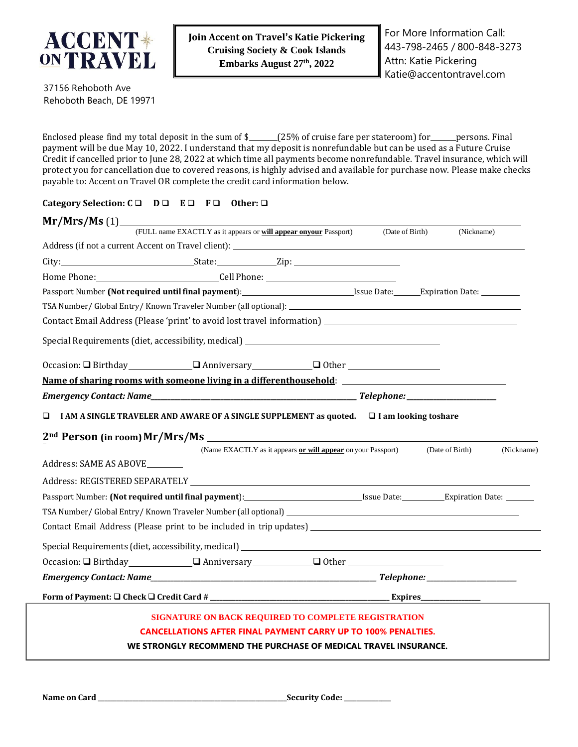**ACCENT ON TRAVEL**

37156 Rehoboth Ave
Rehoboth Beach, DE 19971

**Join Accent on Travel's Katie Pickering Cruising Society & Cook Islands Embarks August 27th, 2022**

For More Information Call:
443-798-2465 / 800-848-3273
Attn: Katie Pickering
Katie@accentontravel.com

Enclosed please find my total deposit in the sum of $______(25% of cruise fare per stateroom) for______persons. Final payment will be due May 10, 2022. I understand that my deposit is nonrefundable but can be used as a Future Cruise Credit if cancelled prior to June 28, 2022 at which time all payments become nonrefundable. Travel insurance, which will protect you for cancellation due to covered reasons, is highly advised and available for purchase now. Please make checks payable to: Accent on Travel OR complete the credit card information below.

**Category Selection: C ❑ D ❑ E ❑ F ❑ Other: ❑**

**Mr/Mrs/Ms** (1)______________________________________________
(FULL name EXACTLY as it appears or **will appear onyour** Passport) (Date of Birth) (Nickname)

Address (if not a current Accent on Travel client): ______________________________

City:______________________State:____________Zip: ____________________

Home Phone:______________________Cell Phone: ______________________

Passport Number **(Not required until final payment)**:____________________Issue Date:______Expiration Date: ________

TSA Number/ Global Entry/ Known Traveler Number (all optional): ______________________________

Contact Email Address (Please 'print' to avoid lost travel information) ______________________________

Special Requirements (diet, accessibility, medical) ______________________________

Occasion: ❑ Birthday____________ ❑ Anniversary____________ ❑ Other ________________

**Name of sharing rooms with someone living in a differenthousehold**: ______________________________

***Emergency Contact: Name*****________________________________________ *Telephone:*______________________**

❑ **I AM A SINGLE TRAVELER AND AWARE OF A SINGLE SUPPLEMENT as quoted.** ❑ **I am looking toshare**

**2nd Person (in room) Mr/Mrs/Ms** ______________________________________________
(Name EXACTLY as it appears **or will appear** on your Passport) (Date of Birth) (Nickname)

Address: SAME AS ABOVE________

Address: REGISTERED SEPARATELY ______________________________

Passport Number: **(Not required until final payment)**:____________________Issue Date:__________Expiration Date: _______

TSA Number/ Global Entry/ Known Traveler Number (all optional) ______________________________

Contact Email Address (Please print to be included in trip updates) ______________________________

Special Requirements (diet, accessibility, medical) ______________________________

Occasion: ❑ Birthday____________ ❑ Anniversary____________ ❑ Other ________________

***Emergency Contact: Name*****________________________________________ *Telephone:*______________________**

**Form of Payment: ❑ Check ❑ Credit Card # ________________________________________ Expires______________**

**SIGNATURE ON BACK REQUIRED TO COMPLETE REGISTRATION**

**CANCELLATIONS AFTER FINAL PAYMENT CARRY UP TO 100% PENALTIES.**

**WE STRONGLY RECOMMEND THE PURCHASE OF MEDICAL TRAVEL INSURANCE.**

**Name on Card ________________________________________Security Code: ____________**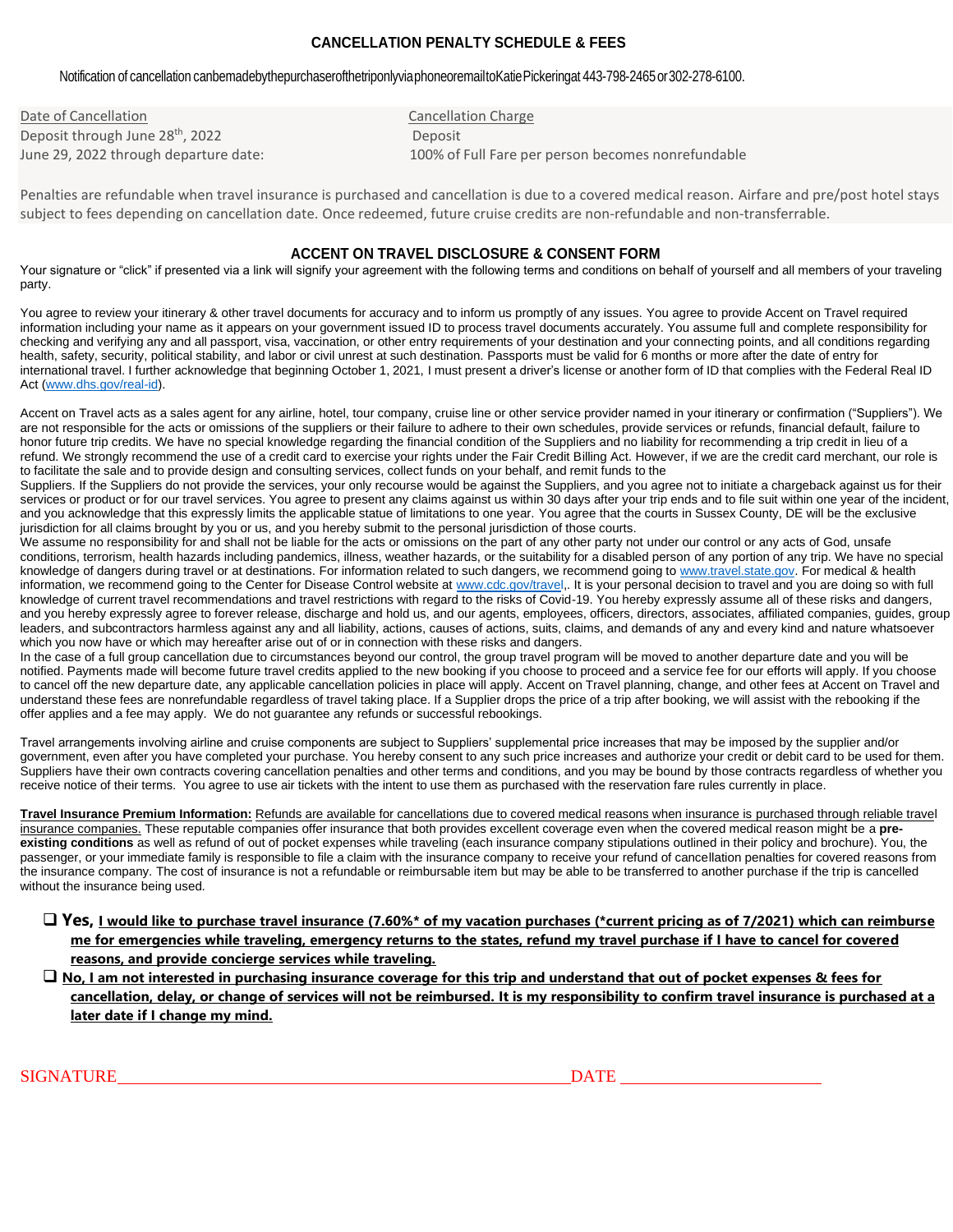## CANCELLATION PENALTY SCHEDULE & FEES

Notification of cancellation can be made by the purchaser of the trip only via phone or email to Katie Pickering at 443-798-2465 or 302-278-6100.

| Date of Cancellation | Cancellation Charge |
|---|---|
| Deposit through June 28th, 2022 | Deposit |
| June 29, 2022 through departure date: | 100% of Full Fare per person becomes nonrefundable |

Penalties are refundable when travel insurance is purchased and cancellation is due to a covered medical reason. Airfare and pre/post hotel stays subject to fees depending on cancellation date. Once redeemed, future cruise credits are non-refundable and non-transferrable.

## ACCENT ON TRAVEL DISCLOSURE & CONSENT FORM

Your signature or "click" if presented via a link will signify your agreement with the following terms and conditions on behalf of yourself and all members of your traveling party.

You agree to review your itinerary & other travel documents for accuracy and to inform us promptly of any issues. You agree to provide Accent on Travel required information including your name as it appears on your government issued ID to process travel documents accurately. You assume full and complete responsibility for checking and verifying any and all passport, visa, vaccination, or other entry requirements of your destination and your connecting points, and all conditions regarding health, safety, security, political stability, and labor or civil unrest at such destination. Passports must be valid for 6 months or more after the date of entry for international travel. I further acknowledge that beginning October 1, 2021, I must present a driver's license or another form of ID that complies with the Federal Real ID Act (www.dhs.gov/real-id).

Accent on Travel acts as a sales agent for any airline, hotel, tour company, cruise line or other service provider named in your itinerary or confirmation ("Suppliers"). We are not responsible for the acts or omissions of the suppliers or their failure to adhere to their own schedules, provide services or refunds, financial default, failure to honor future trip credits. We have no special knowledge regarding the financial condition of the Suppliers and no liability for recommending a trip credit in lieu of a refund. We strongly recommend the use of a credit card to exercise your rights under the Fair Credit Billing Act. However, if we are the credit card merchant, our role is to facilitate the sale and to provide design and consulting services, collect funds on your behalf, and remit funds to the Suppliers. If the Suppliers do not provide the services, your only recourse would be against the Suppliers, and you agree not to initiate a chargeback against us for their services or product or for our travel services. You agree to present any claims against us within 30 days after your trip ends and to file suit within one year of the incident, and you acknowledge that this expressly limits the applicable statue of limitations to one year. You agree that the courts in Sussex County, DE will be the exclusive jurisdiction for all claims brought by you or us, and you hereby submit to the personal jurisdiction of those courts.

We assume no responsibility for and shall not be liable for the acts or omissions on the part of any other party not under our control or any acts of God, unsafe conditions, terrorism, health hazards including pandemics, illness, weather hazards, or the suitability for a disabled person of any portion of any trip. We have no special knowledge of dangers during travel or at destinations. For information related to such dangers, we recommend going to www.travel.state.gov. For medical & health information, we recommend going to the Center for Disease Control website at www.cdc.gov/travel,. It is your personal decision to travel and you are doing so with full knowledge of current travel recommendations and travel restrictions with regard to the risks of Covid-19. You hereby expressly assume all of these risks and dangers, and you hereby expressly agree to forever release, discharge and hold us, and our agents, employees, officers, directors, associates, affiliated companies, guides, group leaders, and subcontractors harmless against any and all liability, actions, causes of actions, suits, claims, and demands of any and every kind and nature whatsoever which you now have or which may hereafter arise out of or in connection with these risks and dangers.

In the case of a full group cancellation due to circumstances beyond our control, the group travel program will be moved to another departure date and you will be notified. Payments made will become future travel credits applied to the new booking if you choose to proceed and a service fee for our efforts will apply. If you choose to cancel off the new departure date, any applicable cancellation policies in place will apply. Accent on Travel planning, change, and other fees at Accent on Travel and understand these fees are nonrefundable regardless of travel taking place. If a Supplier drops the price of a trip after booking, we will assist with the rebooking if the offer applies and a fee may apply. We do not guarantee any refunds or successful rebookings.

Travel arrangements involving airline and cruise components are subject to Suppliers' supplemental price increases that may be imposed by the supplier and/or government, even after you have completed your purchase. You hereby consent to any such price increases and authorize your credit or debit card to be used for them. Suppliers have their own contracts covering cancellation penalties and other terms and conditions, and you may be bound by those contracts regardless of whether you receive notice of their terms. You agree to use air tickets with the intent to use them as purchased with the reservation fare rules currently in place.

**Travel Insurance Premium Information:** Refunds are available for cancellations due to covered medical reasons when insurance is purchased through reliable travel insurance companies. These reputable companies offer insurance that both provides excellent coverage even when the covered medical reason might be a **pre-existing conditions** as well as refund of out of pocket expenses while traveling (each insurance company stipulations outlined in their policy and brochure). You, the passenger, or your immediate family is responsible to file a claim with the insurance company to receive your refund of cancellation penalties for covered reasons from the insurance company. The cost of insurance is not a refundable or reimbursable item but may be able to be transferred to another purchase if the trip is cancelled without the insurance being used.

- ☐ **Yes, I would like to purchase travel insurance (7.60%\* of my vacation purchases (\*current pricing as of 7/2021) which can reimburse me for emergencies while traveling, emergency returns to the states, refund my travel purchase if I have to cancel for covered reasons, and provide concierge services while traveling.**
- ☐ **No, I am not interested in purchasing insurance coverage for this trip and understand that out of pocket expenses & fees for cancellation, delay, or change of services will not be reimbursed. It is my responsibility to confirm travel insurance is purchased at a later date if I change my mind.**

SIGNATURE\_\_\_\_\_\_\_\_\_\_\_\_\_\_\_\_\_\_\_\_\_\_\_\_\_\_\_\_\_\_\_\_\_\_\_\_\_\_\_\_ DATE \_\_\_\_\_\_\_\_\_\_\_\_\_\_\_\_\_\_\_\_